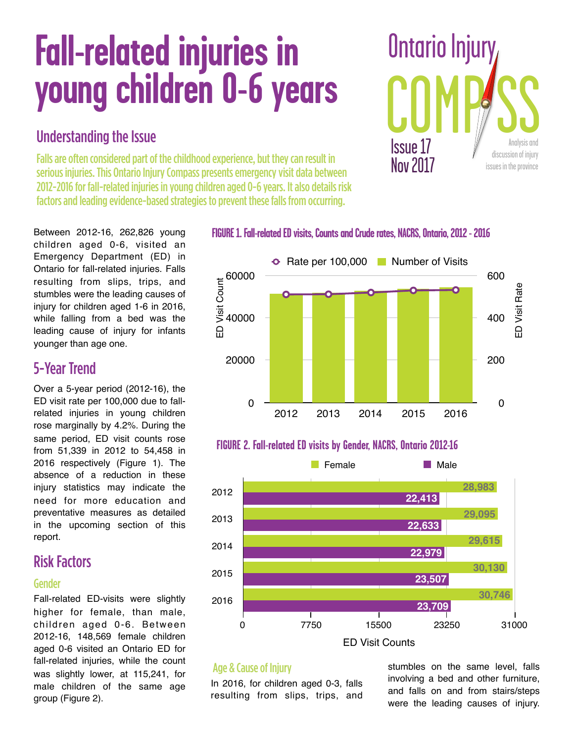# Fall-related injuries in young children 0-6 years

Ontario Injury COMPASS

Issue 17
Nov 2017

Analysis and discussion of injury issues in the province

## Understanding the Issue

Falls are often considered part of the childhood experience, but they can result in serious injuries. This Ontario Injury Compass presents emergency visit data between 2012-2016 for fall-related injuries in young children aged 0-6 years. It also details risk factors and leading evidence-based strategies to prevent these falls from occurring.

Between 2012-16, 262,826 young children aged 0-6, visited an Emergency Department (ED) in Ontario for fall-related injuries. Falls resulting from slips, trips, and stumbles were the leading causes of injury for children aged 1-6 in 2016, while falling from a bed was the leading cause of injury for infants younger than age one.

## 5-Year Trend

Over a 5-year period (2012-16), the ED visit rate per 100,000 due to fall-related injuries in young children rose marginally by 4.2%. During the same period, ED visit counts rose from 51,339 in 2012 to 54,458 in 2016 respectively (Figure 1). The absence of a reduction in these injury statistics may indicate the need for more education and preventative measures as detailed in the upcoming section of this report.

## Risk Factors

### Gender

Fall-related ED-visits were slightly higher for female, than male, children aged 0-6. Between 2012-16, 148,569 female children aged 0-6 visited an Ontario ED for fall-related injuries, while the count was slightly lower, at 115,241, for male children of the same age group (Figure 2).

**FIGURE 1. Fall-related ED visits, Counts and Crude rates, NACRS, Ontario, 2012 - 2016**

**FIGURE 2. Fall-related ED visits by Gender, NACRS, Ontario 2012-16**

| Year | Female | Male |
|---|---|---|
| 2012 | 28,983 | 22,413 |
| 2013 | 29,095 | 22,633 |
| 2014 | 29,615 | 22,979 |
| 2015 | 30,130 | 23,507 |
| 2016 | 30,746 | 23,709 |

### Age & Cause of Injury

In 2016, for children aged 0-3, falls resulting from slips, trips, and stumbles on the same level, falls involving a bed and other furniture, and falls on and from stairs/steps were the leading causes of injury.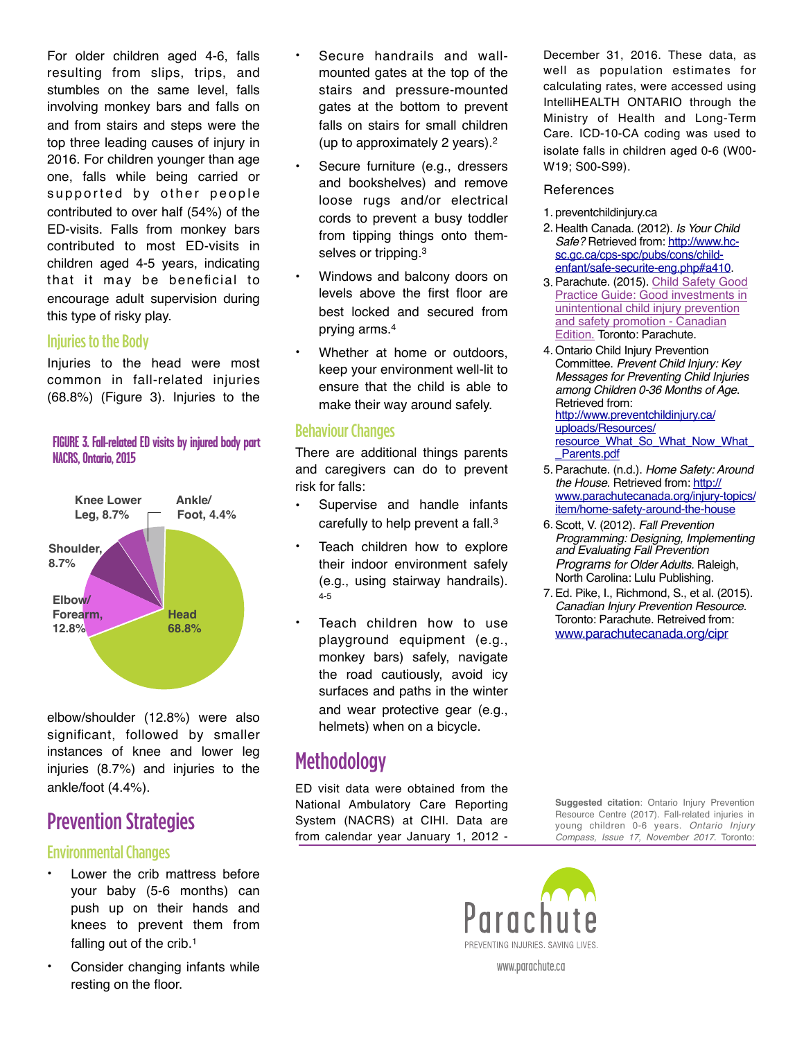For older children aged 4-6, falls resulting from slips, trips, and stumbles on the same level, falls involving monkey bars and falls on and from stairs and steps were the top three leading causes of injury in 2016. For children younger than age one, falls while being carried or supported by other people contributed to over half (54%) of the ED-visits. Falls from monkey bars contributed to most ED-visits in children aged 4-5 years, indicating that it may be beneficial to encourage adult supervision during this type of risky play.

### Injuries to the Body

Injuries to the head were most common in fall-related injuries (68.8%) (Figure 3). Injuries to the elbow/shoulder (12.8%) were also significant, followed by smaller instances of knee and lower leg injuries (8.7%) and injuries to the ankle/foot (4.4%).

FIGURE 3. Fall-related ED visits by injured body part NACRS, Ontario, 2015

Knee Lower Leg, 8.7%
Ankle/ Foot, 4.4%
Shoulder, 8.7%
Elbow/ Forearm, 12.8%
Head 68.8%

## Prevention Strategies

### Environmental Changes

- Lower the crib mattress before your baby (5-6 months) can push up on their hands and knees to prevent them from falling out of the crib.[1]
- Consider changing infants while resting on the floor.
- Secure handrails and wall-mounted gates at the top of the stairs and pressure-mounted gates at the bottom to prevent falls on stairs for small children (up to approximately 2 years).[2]
- Secure furniture (e.g., dressers and bookshelves) and remove loose rugs and/or electrical cords to prevent a busy toddler from tipping things onto themselves or tripping.[3]
- Windows and balcony doors on levels above the first floor are best locked and secured from prying arms.[4]
- Whether at home or outdoors, keep your environment well-lit to ensure that the child is able to make their way around safely.

### Behaviour Changes

There are additional things parents and caregivers can do to prevent risk for falls:

- Supervise and handle infants carefully to help prevent a fall.[3]
- Teach children how to explore their indoor environment safely (e.g., using stairway handrails).[4-5]
- Teach children how to use playground equipment (e.g., monkey bars) safely, navigate the road cautiously, avoid icy surfaces and paths in the winter and wear protective gear (e.g., helmets) when on a bicycle.

## Methodology

ED visit data were obtained from the National Ambulatory Care Reporting System (NACRS) at CIHI. Data are from calendar year January 1, 2012 - December 31, 2016. These data, as well as population estimates for calculating rates, were accessed using IntelliHEALTH ONTARIO through the Ministry of Health and Long-Term Care. ICD-10-CA coding was used to isolate falls in children aged 0-6 (W00-W19; S00-S99).

### References

1. preventchildinjury.ca
2. Health Canada. (2012). *Is Your Child Safe?* Retrieved from: http://www.hc-sc.gc.ca/cps-spc/pubs/cons/child-enfant/safe-securite-eng.php#a410.
3. Parachute. (2015). Child Safety Good Practice Guide: Good investments in unintentional child injury prevention and safety promotion - Canadian Edition. Toronto: Parachute.
4. Ontario Child Injury Prevention Committee. *Prevent Child Injury: Key Messages for Preventing Child Injuries among Children 0-36 Months of Age.* Retrieved from: http://www.preventchildinjury.ca/uploads/Resources/resource_What_So_What_Now_What__Parents.pdf
5. Parachute. (n.d.). *Home Safety: Around the House.* Retrieved from: http://www.parachutecanada.org/injury-topics/item/home-safety-around-the-house
6. Scott, V. (2012). *Fall Prevention Programming: Designing, Implementing and Evaluating Fall Prevention Programs for Older Adults.* Raleigh, North Carolina: Lulu Publishing.
7. Ed. Pike, I., Richmond, S., et al. (2015). *Canadian Injury Prevention Resource.* Toronto: Parachute. Retreived from: www.parachutecanada.org/cipr

**Suggested citation**: Ontario Injury Prevention Resource Centre (2017). Fall-related injuries in young children 0-6 years. *Ontario Injury Compass, Issue 17, November 2017.* Toronto:

Parachute
PREVENTING INJURIES. SAVING LIVES.
www.parachute.ca